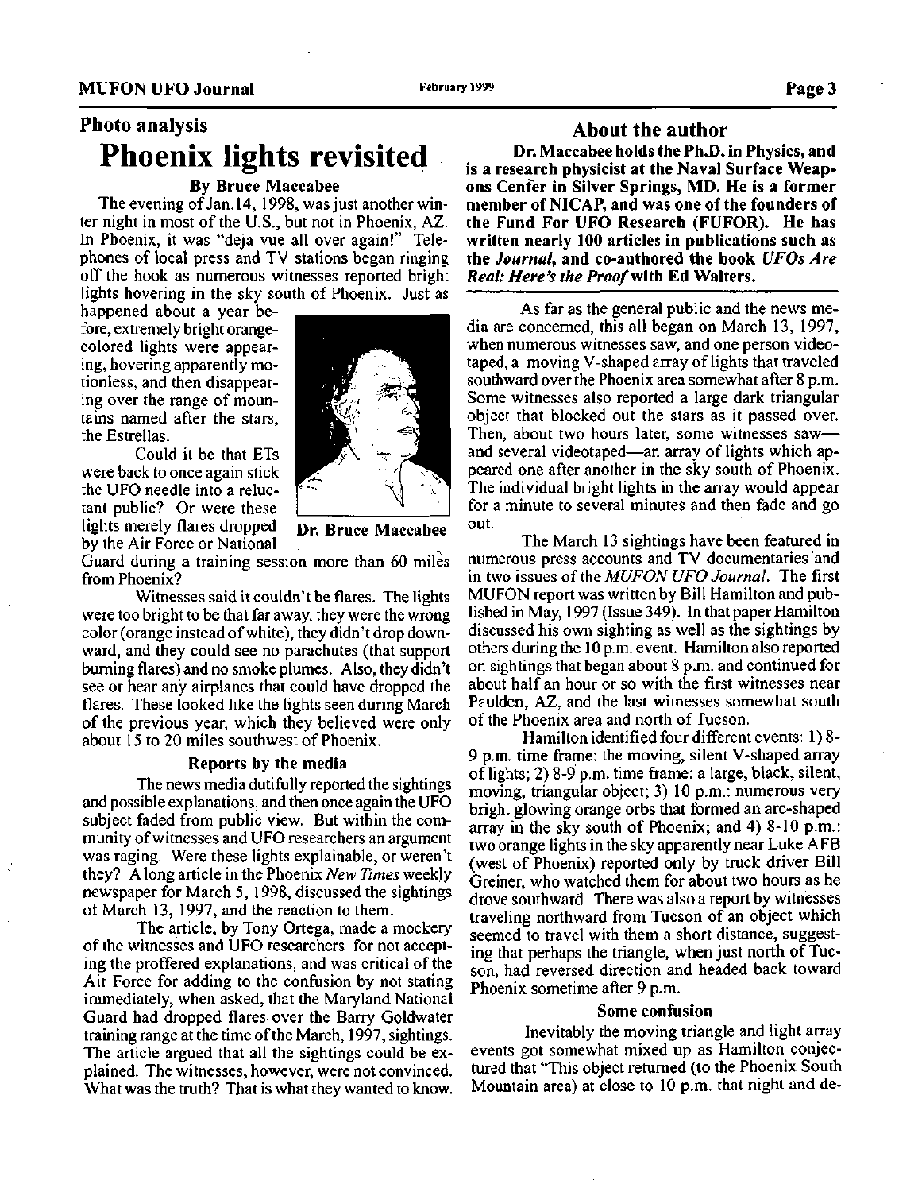## Photo analysis

# Phoenix lights revisited

**By Bruce Maccabee**

The evening of Jan.14, 1998, was just another winter night in most of the U.S., but not in Phoenix, AZ. In Phoenix, it was "deja vue all over again!" Telephones of local press and TV stations began ringing off the hook as numerous witnesses reported bright lights hovering in the sky south of Phoenix. Just as happened about a year before, extremely bright orange-colored lights were appearing, hovering apparently motionless, and then disappearing over the range of mountains named after the stars, the Estrellas.

Could it be that ETs were back to once again stick the UFO needle into a reluctant public? Or were these lights merely flares dropped by the Air Force or National Guard during a training session more than 60 miles from Phoenix?

Dr. Bruce Maccabee

Witnesses said it couldn't be flares. The lights were too bright to be that far away, they were the wrong color (orange instead of white), they didn't drop downward, and they could see no parachutes (that support burning flares) and no smoke plumes. Also, they didn't see or hear any airplanes that could have dropped the flares. These looked like the lights seen during March of the previous year, which they believed were only about 15 to 20 miles southwest of Phoenix.

### Reports by the media

The news media dutifully reported the sightings and possible explanations, and then once again the UFO subject faded from public view. But within the community of witnesses and UFO researchers an argument was raging. Were these lights explainable, or weren't they? A long article in the Phoenix *New Times* weekly newspaper for March 5, 1998, discussed the sightings of March 13, 1997, and the reaction to them.

The article, by Tony Ortega, made a mockery of the witnesses and UFO researchers for not accepting the proffered explanations, and was critical of the Air Force for adding to the confusion by not stating immediately, when asked, that the Maryland National Guard had dropped flares over the Barry Goldwater training range at the time of the March, 1997, sightings. The article argued that all the sightings could be explained. The witnesses, however, were not convinced. What was the truth? That is what they wanted to know.

### About the author

**Dr. Maccabee holds the Ph.D. in Physics, and is a research physicist at the Naval Surface Weapons Center in Silver Springs, MD. He is a former member of NICAP, and was one of the founders of the Fund For UFO Research (FUFOR). He has written nearly 100 articles in publications such as the *Journal*, and co-authored the book *UFOs Are Real: Here's the Proof* with Ed Walters.**

---

As far as the general public and the news media are concerned, this all began on March 13, 1997, when numerous witnesses saw, and one person videotaped, a moving V-shaped array of lights that traveled southward over the Phoenix area somewhat after 8 p.m. Some witnesses also reported a large dark triangular object that blocked out the stars as it passed over. Then, about two hours later, some witnesses saw—and several videotaped—an array of lights which appeared one after another in the sky south of Phoenix. The individual bright lights in the array would appear for a minute to several minutes and then fade and go out.

The March 13 sightings have been featured in numerous press accounts and TV documentaries and in two issues of the *MUFON UFO Journal*. The first MUFON report was written by Bill Hamilton and published in May, 1997 (Issue 349). In that paper Hamilton discussed his own sighting as well as the sightings by others during the 10 p.m. event. Hamilton also reported on sightings that began about 8 p.m. and continued for about half an hour or so with the first witnesses near Paulden, AZ, and the last witnesses somewhat south of the Phoenix area and north of Tucson.

Hamilton identified four different events: 1) 8-9 p.m. time frame: the moving, silent V-shaped array of lights; 2) 8-9 p.m. time frame: a large, black, silent, moving, triangular object; 3) 10 p.m.: numerous very bright glowing orange orbs that formed an arc-shaped array in the sky south of Phoenix; and 4) 8-10 p.m.: two orange lights in the sky apparently near Luke AFB (west of Phoenix) reported only by truck driver Bill Greiner, who watched them for about two hours as he drove southward. There was also a report by witnesses traveling northward from Tucson of an object which seemed to travel with them a short distance, suggesting that perhaps the triangle, when just north of Tucson, had reversed direction and headed back toward Phoenix sometime after 9 p.m.

### Some confusion

Inevitably the moving triangle and light array events got somewhat mixed up as Hamilton conjectured that "This object returned (to the Phoenix South Mountain area) at close to 10 p.m. that night and de-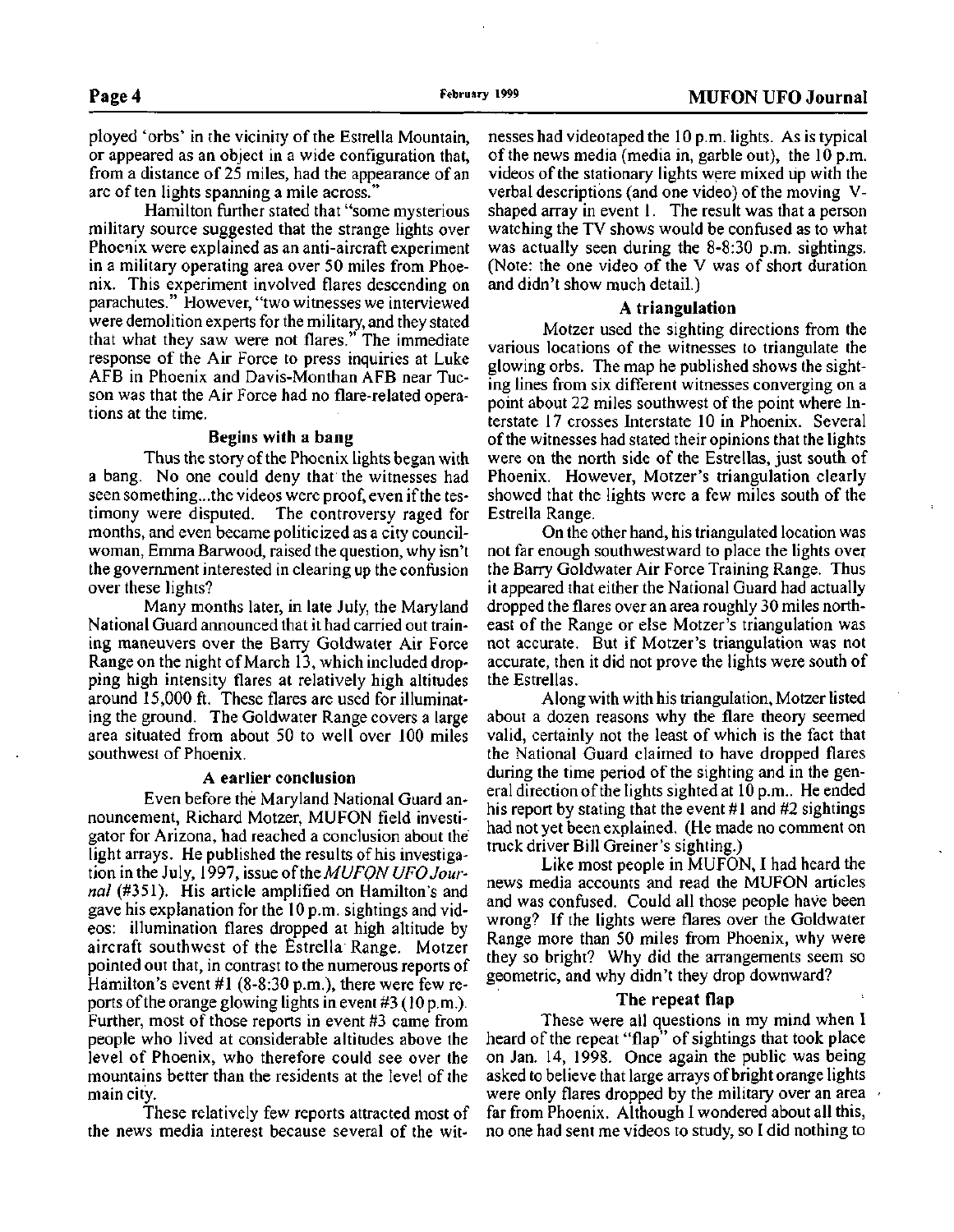ployed 'orbs' in the vicinity of the Estrella Mountain, or appeared as an object in a wide configuration that, from a distance of 25 miles, had the appearance of an arc of ten lights spanning a mile across."

Hamilton further stated that "some mysterious military source suggested that the strange lights over Phoenix were explained as an anti-aircraft experiment in a military operating area over 50 miles from Phoenix. This experiment involved flares descending on parachutes." However, "two witnesses we interviewed were demolition experts for the military, and they stated that what they saw were not flares." The immediate response of the Air Force to press inquiries at Luke AFB in Phoenix and Davis-Monthan AFB near Tucson was that the Air Force had no flare-related operations at the time.

### Begins with a bang

Thus the story of the Phoenix lights began with a bang. No one could deny that the witnesses had seen something...the videos were proof, even if the testimony were disputed. The controversy raged for months, and even became politicized as a city councilwoman, Emma Barwood, raised the question, why isn't the government interested in clearing up the confusion over these lights?

Many months later, in late July, the Maryland National Guard announced that it had carried out training maneuvers over the Barry Goldwater Air Force Range on the night of March 13, which included dropping high intensity flares at relatively high altitudes around 15,000 ft. These flares are used for illuminating the ground. The Goldwater Range covers a large area situated from about 50 to well over 100 miles southwest of Phoenix.

### A earlier conclusion

Even before the Maryland National Guard announcement, Richard Motzer, MUFON field investigator for Arizona, had reached a conclusion about the light arrays. He published the results of his investigation in the July, 1997, issue of the *MUFON UFO Journal* (#351). His article amplified on Hamilton's and gave his explanation for the 10 p.m. sightings and videos: illumination flares dropped at high altitude by aircraft southwest of the Estrella Range. Motzer pointed out that, in contrast to the numerous reports of Hamilton's event #1 (8-8:30 p.m.), there were few reports of the orange glowing lights in event #3 (10 p.m.). Further, most of those reports in event #3 came from people who lived at considerable altitudes above the level of Phoenix, who therefore could see over the mountains better than the residents at the level of the main city.

These relatively few reports attracted most of the news media interest because several of the witnesses had videotaped the 10 p.m. lights. As is typical of the news media (media in, garble out), the 10 p.m. videos of the stationary lights were mixed up with the verbal descriptions (and one video) of the moving V-shaped array in event 1. The result was that a person watching the TV shows would be confused as to what was actually seen during the 8-8:30 p.m. sightings. (Note: the one video of the V was of short duration and didn't show much detail.)

### A triangulation

Motzer used the sighting directions from the various locations of the witnesses to triangulate the glowing orbs. The map he published shows the sighting lines from six different witnesses converging on a point about 22 miles southwest of the point where Interstate 17 crosses Interstate 10 in Phoenix. Several of the witnesses had stated their opinions that the lights were on the north side of the Estrellas, just south of Phoenix. However, Motzer's triangulation clearly showed that the lights were a few miles south of the Estrella Range.

On the other hand, his triangulated location was not far enough southwestward to place the lights over the Barry Goldwater Air Force Training Range. Thus it appeared that either the National Guard had actually dropped the flares over an area roughly 30 miles northeast of the Range or else Motzer's triangulation was not accurate. But if Motzer's triangulation was not accurate, then it did not prove the lights were south of the Estrellas.

Along with with his triangulation, Motzer listed about a dozen reasons why the flare theory seemed valid, certainly not the least of which is the fact that the National Guard claimed to have dropped flares during the time period of the sighting and in the general direction of the lights sighted at 10 p.m.. He ended his report by stating that the event #1 and #2 sightings had not yet been explained. (He made no comment on truck driver Bill Greiner's sighting.)

Like most people in MUFON, I had heard the news media accounts and read the MUFON articles and was confused. Could all those people have been wrong? If the lights were flares over the Goldwater Range more than 50 miles from Phoenix, why were they so bright? Why did the arrangements seem so geometric, and why didn't they drop downward?

### The repeat flap

These were all questions in my mind when I heard of the repeat "flap" of sightings that took place on Jan. 14, 1998. Once again the public was being asked to believe that large arrays of bright orange lights were only flares dropped by the military over an area far from Phoenix. Although I wondered about all this, no one had sent me videos to study, so I did nothing to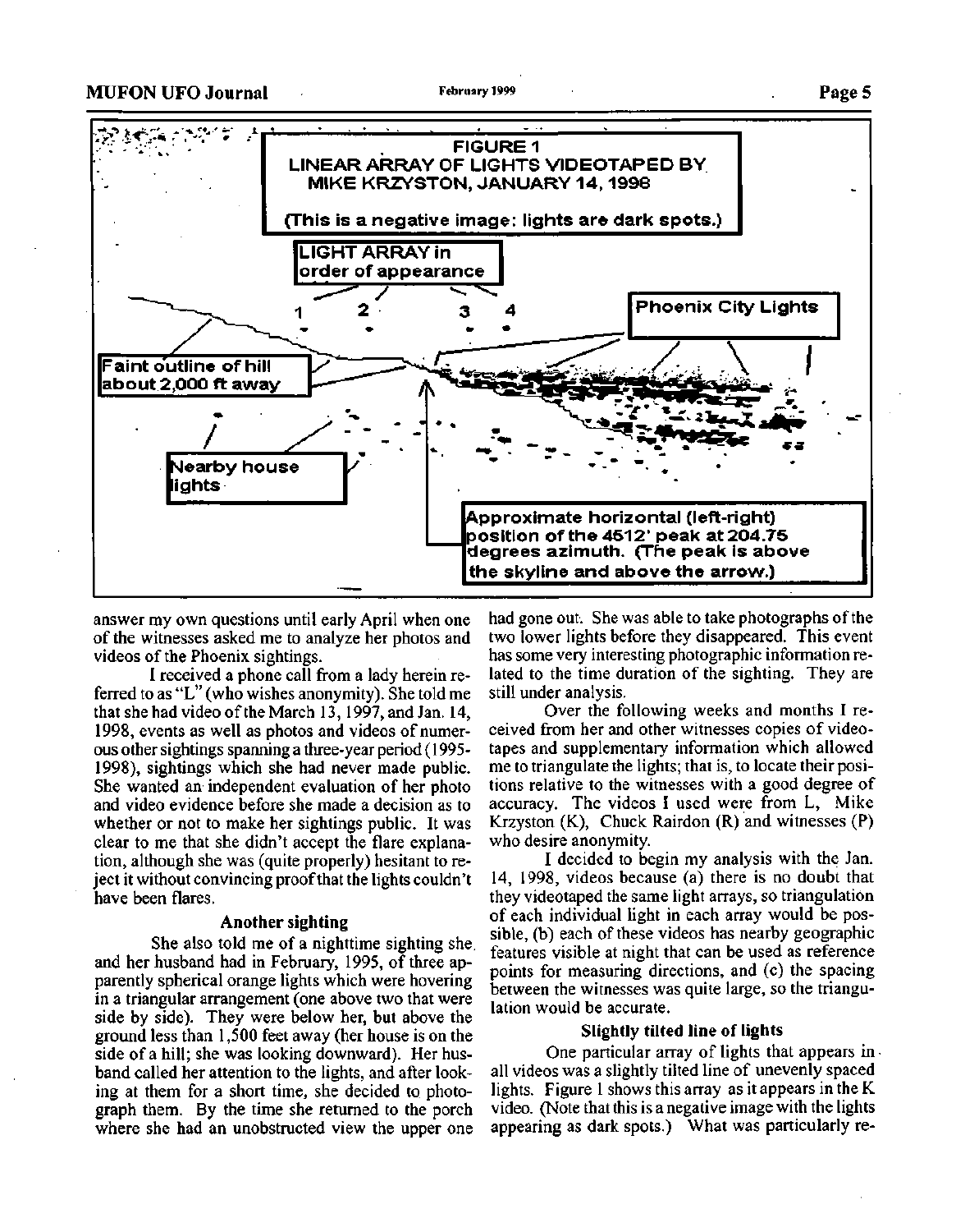**FIGURE 1**
**LINEAR ARRAY OF LIGHTS VIDEOTAPED BY MIKE KRZYSTON, JANUARY 14, 1998**

**(This is a negative image: lights are dark spots.)**

LIGHT ARRAY in order of appearance: 1 2 3 4

Phoenix City Lights

Faint outline of hill about 2,000 ft away

Nearby house lights

Approximate horizontal (left-right) position of the 4512' peak at 204.75 degrees azimuth. (The peak is above the skyline and above the arrow.)

answer my own questions until early April when one of the witnesses asked me to analyze her photos and videos of the Phoenix sightings.

I received a phone call from a lady herein referred to as "L" (who wishes anonymity). She told me that she had video of the March 13, 1997, and Jan. 14, 1998, events as well as photos and videos of numerous other sightings spanning a three-year period (1995-1998), sightings which she had never made public. She wanted an independent evaluation of her photo and video evidence before she made a decision as to whether or not to make her sightings public. It was clear to me that she didn't accept the flare explanation, although she was (quite properly) hesitant to reject it without convincing proof that the lights couldn't have been flares.

### Another sighting

She also told me of a nighttime sighting she and her husband had in February, 1995, of three apparently spherical orange lights which were hovering in a triangular arrangement (one above two that were side by side). They were below her, but above the ground less than 1,500 feet away (her house is on the side of a hill; she was looking downward). Her husband called her attention to the lights, and after looking at them for a short time, she decided to photograph them. By the time she returned to the porch where she had an unobstructed view the upper one had gone out. She was able to take photographs of the two lower lights before they disappeared. This event has some very interesting photographic information related to the time duration of the sighting. They are still under analysis.

Over the following weeks and months I received from her and other witnesses copies of videotapes and supplementary information which allowed me to triangulate the lights; that is, to locate their positions relative to the witnesses with a good degree of accuracy. The videos I used were from L, Mike Krzyston (K), Chuck Rairdon (R) and witnesses (P) who desire anonymity.

I decided to begin my analysis with the Jan. 14, 1998, videos because (a) there is no doubt that they videotaped the same light arrays, so triangulation of each individual light in each array would be possible, (b) each of these videos has nearby geographic features visible at night that can be used as reference points for measuring directions, and (c) the spacing between the witnesses was quite large, so the triangulation would be accurate.

### Slightly tilted line of lights

One particular array of lights that appears in all videos was a slightly tilted line of unevenly spaced lights. Figure 1 shows this array as it appears in the K video. (Note that this is a negative image with the lights appearing as dark spots.) What was particularly re-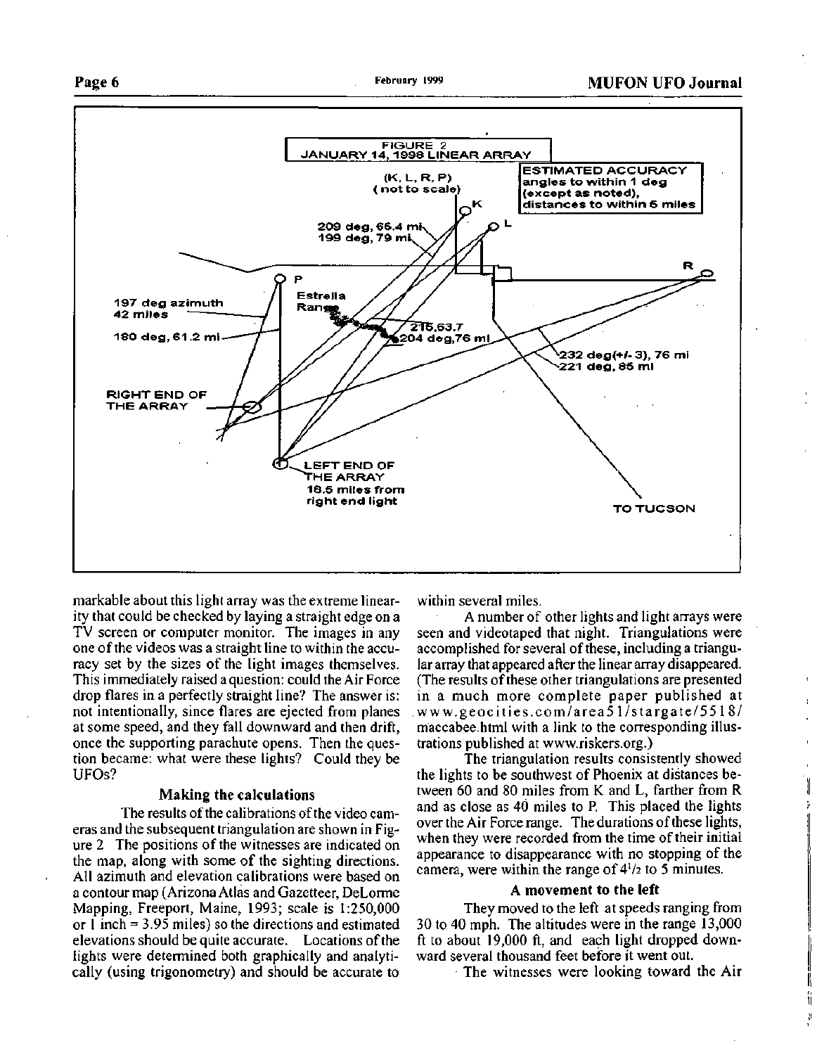markable about this light array was the extreme linearity that could be checked by laying a straight edge on a TV screen or computer monitor. The images in any one of the videos was a straight line to within the accuracy set by the sizes of the light images themselves. This immediately raised a question: could the Air Force drop flares in a perfectly straight line? The answer is: not intentionally, since flares are ejected from planes at some speed, and they fall downward and then drift, once the supporting parachute opens. Then the question became: what were these lights? Could they be UFOs?

### Making the calculations

The results of the calibrations of the video cameras and the subsequent triangulation are shown in Figure 2. The positions of the witnesses are indicated on the map, along with some of the sighting directions. All azimuth and elevation calibrations were based on a contour map (Arizona Atlas and Gazetteer, DeLorme Mapping, Freeport, Maine, 1993; scale is 1:250,000 or 1 inch = 3.95 miles) so the directions and estimated elevations should be quite accurate. Locations of the lights were determined both graphically and analytically (using trigonometry) and should be accurate to within several miles.

A number of other lights and light arrays were seen and videotaped that night. Triangulations were accomplished for several of these, including a triangular array that appeared after the linear array disappeared. (The results of these other triangulations are presented in a much more complete paper published at www.geocities.com/area51/stargate/5518/maccabee.html with a link to the corresponding illustrations published at www.riskers.org.)

The triangulation results consistently showed the lights to be southwest of Phoenix at distances between 60 and 80 miles from K and L, farther from R and as close as 40 miles to P. This placed the lights over the Air Force range. The durations of these lights, when they were recorded from the time of their initial appearance to disappearance with no stopping of the camera, were within the range of 4½ to 5 minutes.

### A movement to the left

They moved to the left at speeds ranging from 30 to 40 mph. The altitudes were in the range 13,000 ft to about 19,000 ft, and each light dropped downward several thousand feet before it went out.

The witnesses were looking toward the Air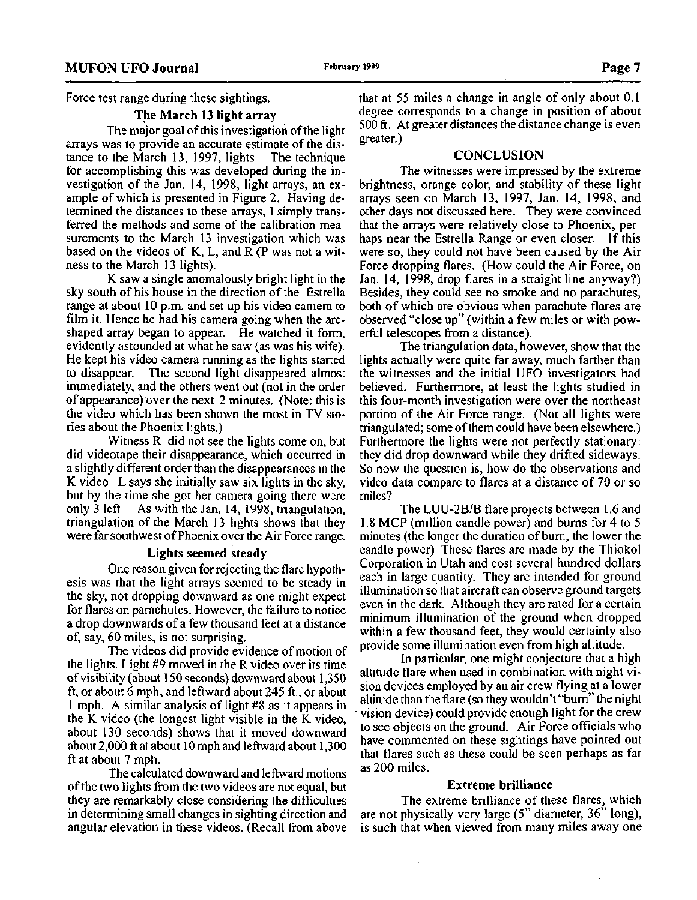Force test range during these sightings.

### The March 13 light array

The major goal of this investigation of the light arrays was to provide an accurate estimate of the distance to the March 13, 1997, lights. The technique for accomplishing this was developed during the investigation of the Jan. 14, 1998, light arrays, an example of which is presented in Figure 2. Having determined the distances to these arrays, I simply transferred the methods and some of the calibration measurements to the March 13 investigation which was based on the videos of K, L, and R (P was not a witness to the March 13 lights).

K saw a single anomalously bright light in the sky south of his house in the direction of the Estrella range at about 10 p.m. and set up his video camera to film it. Hence he had his camera going when the arc-shaped array began to appear. He watched it form, evidently astounded at what he saw (as was his wife). He kept his video camera running as the lights started to disappear. The second light disappeared almost immediately, and the others went out (not in the order of appearance) over the next 2 minutes. (Note: this is the video which has been shown the most in TV stories about the Phoenix lights.)

Witness R did not see the lights come on, but did videotape their disappearance, which occurred in a slightly different order than the disappearances in the K video. L says she initially saw six lights in the sky, but by the time she got her camera going there were only 3 left. As with the Jan. 14, 1998, triangulation, triangulation of the March 13 lights shows that they were far southwest of Phoenix over the Air Force range.

### Lights seemed steady

One reason given for rejecting the flare hypothesis was that the light arrays seemed to be steady in the sky, not dropping downward as one might expect for flares on parachutes. However, the failure to notice a drop downwards of a few thousand feet at a distance of, say, 60 miles, is not surprising.

The videos did provide evidence of motion of the lights. Light #9 moved in the R video over its time of visibility (about 150 seconds) downward about 1,350 ft, or about 6 mph, and leftward about 245 ft., or about 1 mph. A similar analysis of light #8 as it appears in the K video (the longest light visible in the K video, about 130 seconds) shows that it moved downward about 2,000 ft at about 10 mph and leftward about 1,300 ft at about 7 mph.

The calculated downward and leftward motions of the two lights from the two videos are not equal, but they are remarkably close considering the difficulties in determining small changes in sighting direction and angular elevation in these videos. (Recall from above that at 55 miles a change in angle of only about 0.1 degree corresponds to a change in position of about 500 ft. At greater distances the distance change is even greater.)

## CONCLUSION

The witnesses were impressed by the extreme brightness, orange color, and stability of these light arrays seen on March 13, 1997, Jan. 14, 1998, and other days not discussed here. They were convinced that the arrays were relatively close to Phoenix, perhaps near the Estrella Range or even closer. If this were so, they could not have been caused by the Air Force dropping flares. (How could the Air Force, on Jan. 14, 1998, drop flares in a straight line anyway?) Besides, they could see no smoke and no parachutes, both of which are obvious when parachute flares are observed "close up" (within a few miles or with powerful telescopes from a distance).

The triangulation data, however, show that the lights actually were quite far away, much farther than the witnesses and the initial UFO investigators had believed. Furthermore, at least the lights studied in this four-month investigation were over the northeast portion of the Air Force range. (Not all lights were triangulated; some of them could have been elsewhere.) Furthermore the lights were not perfectly stationary: they did drop downward while they drifted sideways. So now the question is, how do the observations and video data compare to flares at a distance of 70 or so miles?

The LUU-2B/B flare projects between 1.6 and 1.8 MCP (million candle power) and burns for 4 to 5 minutes (the longer the duration of burn, the lower the candle power). These flares are made by the Thiokol Corporation in Utah and cost several hundred dollars each in large quantity. They are intended for ground illumination so that aircraft can observe ground targets even in the dark. Although they are rated for a certain minimum illumination of the ground when dropped within a few thousand feet, they would certainly also provide some illumination even from high altitude.

In particular, one might conjecture that a high altitude flare when used in combination with night vision devices employed by an air crew flying at a lower altitude than the flare (so they wouldn't "burn" the night vision device) could provide enough light for the crew to see objects on the ground. Air Force officials who have commented on these sightings have pointed out that flares such as these could be seen perhaps as far as 200 miles.

### Extreme brilliance

The extreme brilliance of these flares, which are not physically very large (5" diameter, 36" long), is such that when viewed from many miles away one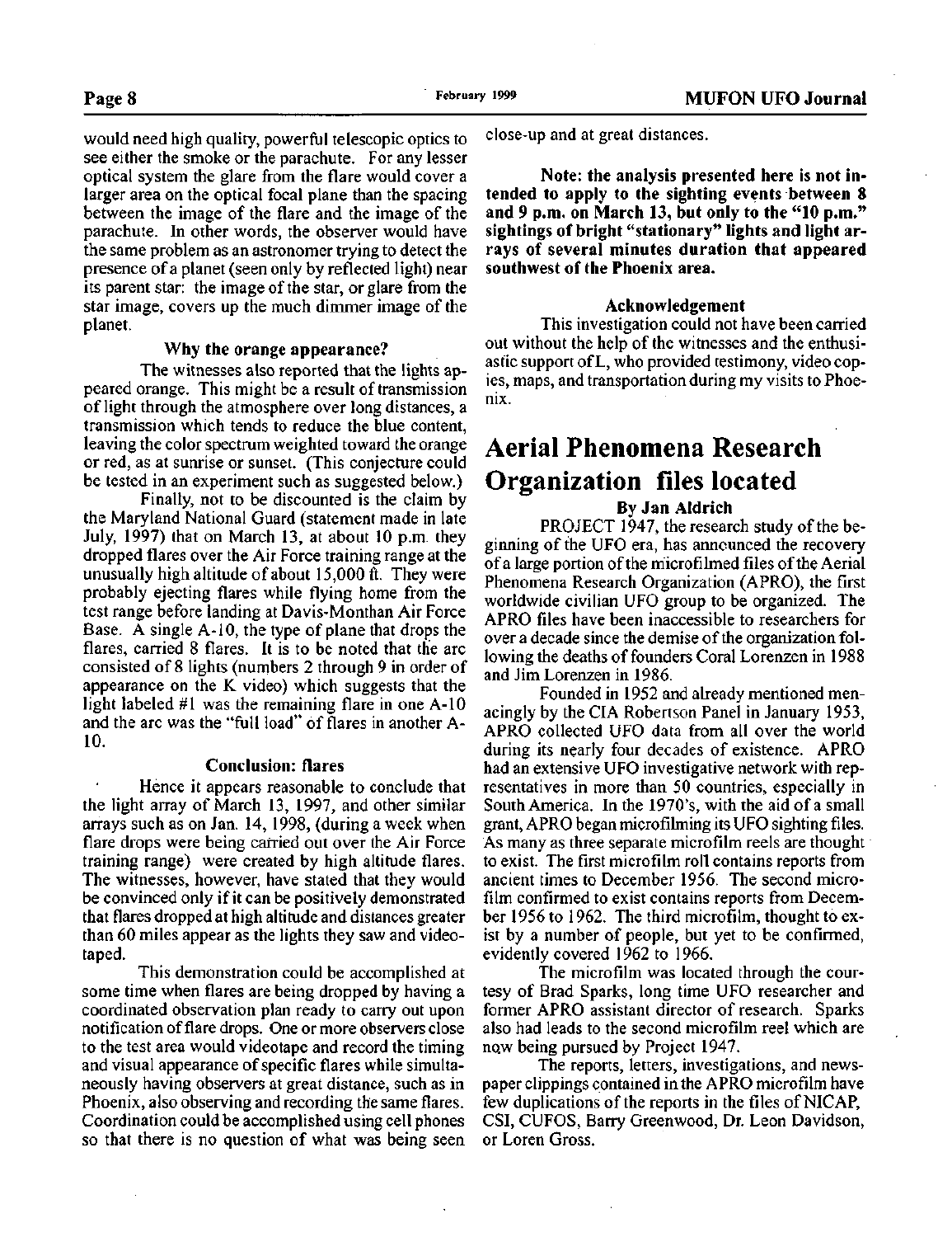would need high quality, powerful telescopic optics to see either the smoke or the parachute. For any lesser optical system the glare from the flare would cover a larger area on the optical focal plane than the spacing between the image of the flare and the image of the parachute. In other words, the observer would have the same problem as an astronomer trying to detect the presence of a planet (seen only by reflected light) near its parent star: the image of the star, or glare from the star image, covers up the much dimmer image of the planet.

### Why the orange appearance?

The witnesses also reported that the lights appeared orange. This might be a result of transmission of light through the atmosphere over long distances, a transmission which tends to reduce the blue content, leaving the color spectrum weighted toward the orange or red, as at sunrise or sunset. (This conjecture could be tested in an experiment such as suggested below.)

Finally, not to be discounted is the claim by the Maryland National Guard (statement made in late July, 1997) that on March 13, at about 10 p.m. they dropped flares over the Air Force training range at the unusually high altitude of about 15,000 ft. They were probably ejecting flares while flying home from the test range before landing at Davis-Monthan Air Force Base. A single A-10, the type of plane that drops the flares, carried 8 flares. It is to be noted that the arc consisted of 8 lights (numbers 2 through 9 in order of appearance on the K video) which suggests that the light labeled #1 was the remaining flare in one A-10 and the arc was the "full load" of flares in another A-10.

### Conclusion: flares

Hence it appears reasonable to conclude that the light array of March 13, 1997, and other similar arrays such as on Jan. 14, 1998, (during a week when flare drops were being carried out over the Air Force training range) were created by high altitude flares. The witnesses, however, have stated that they would be convinced only if it can be positively demonstrated that flares dropped at high altitude and distances greater than 60 miles appear as the lights they saw and videotaped.

This demonstration could be accomplished at some time when flares are being dropped by having a coordinated observation plan ready to carry out upon notification of flare drops. One or more observers close to the test area would videotape and record the timing and visual appearance of specific flares while simultaneously having observers at great distance, such as in Phoenix, also observing and recording the same flares. Coordination could be accomplished using cell phones so that there is no question of what was being seen close-up and at great distances.

**Note: the analysis presented here is not intended to apply to the sighting events between 8 and 9 p.m. on March 13, but only to the "10 p.m." sightings of bright "stationary" lights and light arrays of several minutes duration that appeared southwest of the Phoenix area.**

### Acknowledgement

This investigation could not have been carried out without the help of the witnesses and the enthusiastic support of L, who provided testimony, video copies, maps, and transportation during my visits to Phoenix.

# Aerial Phenomena Research Organization files located

**By Jan Aldrich**

PROJECT 1947, the research study of the beginning of the UFO era, has announced the recovery of a large portion of the microfilmed files of the Aerial Phenomena Research Organization (APRO), the first worldwide civilian UFO group to be organized. The APRO files have been inaccessible to researchers for over a decade since the demise of the organization following the deaths of founders Coral Lorenzen in 1988 and Jim Lorenzen in 1986.

Founded in 1952 and already mentioned menacingly by the CIA Robertson Panel in January 1953, APRO collected UFO data from all over the world during its nearly four decades of existence. APRO had an extensive UFO investigative network with representatives in more than 50 countries, especially in South America. In the 1970's, with the aid of a small grant, APRO began microfilming its UFO sighting files. As many as three separate microfilm reels are thought to exist. The first microfilm roll contains reports from ancient times to December 1956. The second microfilm confirmed to exist contains reports from December 1956 to 1962. The third microfilm, thought to exist by a number of people, but yet to be confirmed, evidently covered 1962 to 1966.

The microfilm was located through the courtesy of Brad Sparks, long time UFO researcher and former APRO assistant director of research. Sparks also had leads to the second microfilm reel which are now being pursued by Project 1947.

The reports, letters, investigations, and newspaper clippings contained in the APRO microfilm have few duplications of the reports in the files of NICAP, CSI, CUFOS, Barry Greenwood, Dr. Leon Davidson, or Loren Gross.